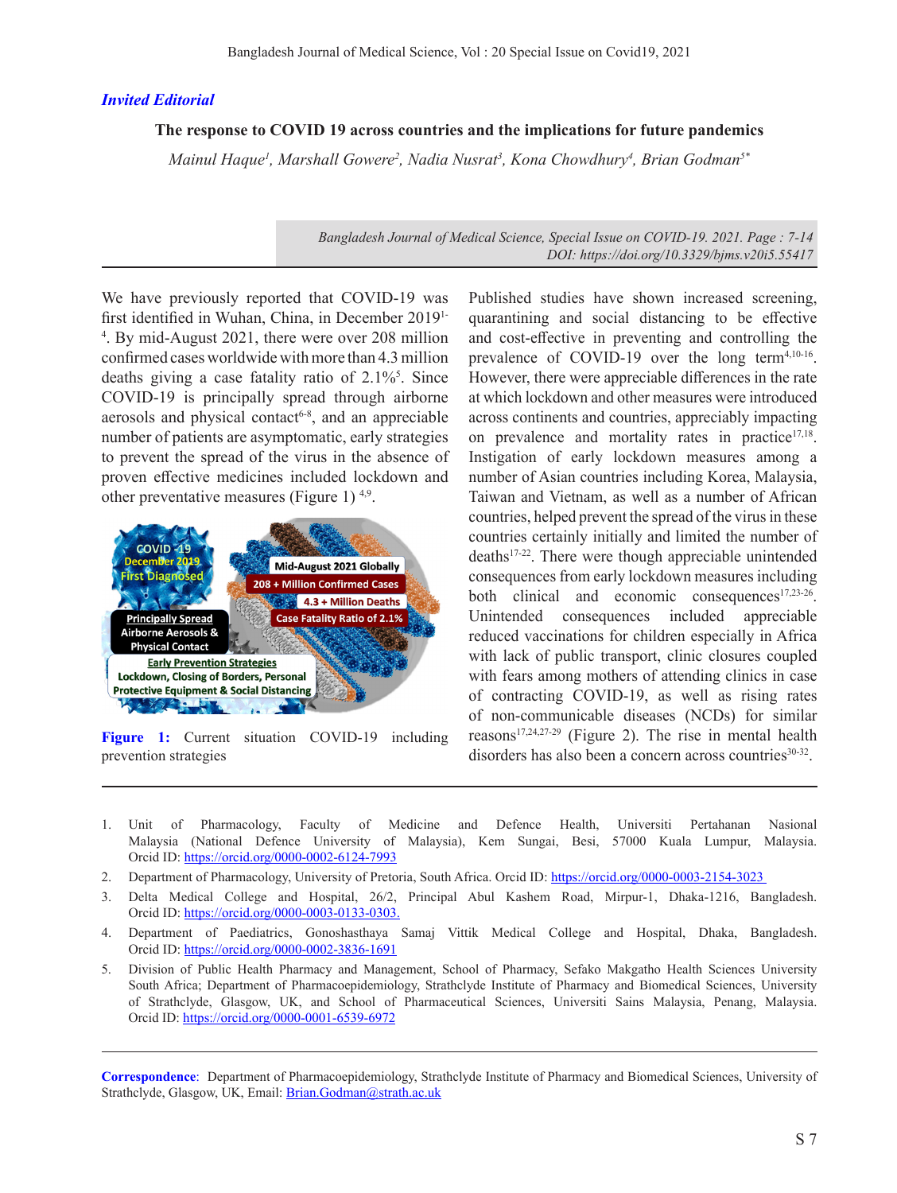*Invited Editorial*

# The response to COVID 19 across countries and the implications for future pandemics

*Mainul Haque[1], Marshall Gowere[2], Nadia Nusrat[3], Kona Chowdhury[4], Brian Godman[5*]*

*Bangladesh Journal of Medical Science, Special Issue on COVID-19. 2021. Page : 7-14*
*DOI: https://doi.org/10.3329/bjms.v20i5.55417*

We have previously reported that COVID-19 was first identified in Wuhan, China, in December 2019[1-4]. By mid-August 2021, there were over 208 million confirmed cases worldwide with more than 4.3 million deaths giving a case fatality ratio of 2.1%[5]. Since COVID-19 is principally spread through airborne aerosols and physical contact[6-8], and an appreciable number of patients are asymptomatic, early strategies to prevent the spread of the virus in the absence of proven effective medicines included lockdown and other preventative measures (Figure 1)[4,9].

**Figure 1:** Current situation COVID-19 including prevention strategies

Published studies have shown increased screening, quarantining and social distancing to be effective and cost-effective in preventing and controlling the prevalence of COVID-19 over the long term[4,10-16]. However, there were appreciable differences in the rate at which lockdown and other measures were introduced across continents and countries, appreciably impacting on prevalence and mortality rates in practice[17,18]. Instigation of early lockdown measures among a number of Asian countries including Korea, Malaysia, Taiwan and Vietnam, as well as a number of African countries, helped prevent the spread of the virus in these countries certainly initially and limited the number of deaths[17-22]. There were though appreciable unintended consequences from early lockdown measures including both clinical and economic consequences[17,23-26]. Unintended consequences included appreciable reduced vaccinations for children especially in Africa with lack of public transport, clinic closures coupled with fears among mothers of attending clinics in case of contracting COVID-19, as well as rising rates of non-communicable diseases (NCDs) for similar reasons[17,24,27-29] (Figure 2). The rise in mental health disorders has also been a concern across countries[30-32].

---

1. Unit of Pharmacology, Faculty of Medicine and Defence Health, Universiti Pertahanan Nasional Malaysia (National Defence University of Malaysia), Kem Sungai, Besi, 57000 Kuala Lumpur, Malaysia. Orcid ID: https://orcid.org/0000-0002-6124-7993
2. Department of Pharmacology, University of Pretoria, South Africa. Orcid ID: https://orcid.org/0000-0003-2154-3023
3. Delta Medical College and Hospital, 26/2, Principal Abul Kashem Road, Mirpur-1, Dhaka-1216, Bangladesh. Orcid ID: https://orcid.org/0000-0003-0133-0303.
4. Department of Paediatrics, Gonoshasthaya Samaj Vittik Medical College and Hospital, Dhaka, Bangladesh. Orcid ID: https://orcid.org/0000-0002-3836-1691
5. Division of Public Health Pharmacy and Management, School of Pharmacy, Sefako Makgatho Health Sciences University South Africa; Department of Pharmacoepidemiology, Strathclyde Institute of Pharmacy and Biomedical Sciences, University of Strathclyde, Glasgow, UK, and School of Pharmaceutical Sciences, Universiti Sains Malaysia, Penang, Malaysia. Orcid ID: https://orcid.org/0000-0001-6539-6972

**Correspondence**: Department of Pharmacoepidemiology, Strathclyde Institute of Pharmacy and Biomedical Sciences, University of Strathclyde, Glasgow, UK, Email: Brian.Godman@strath.ac.uk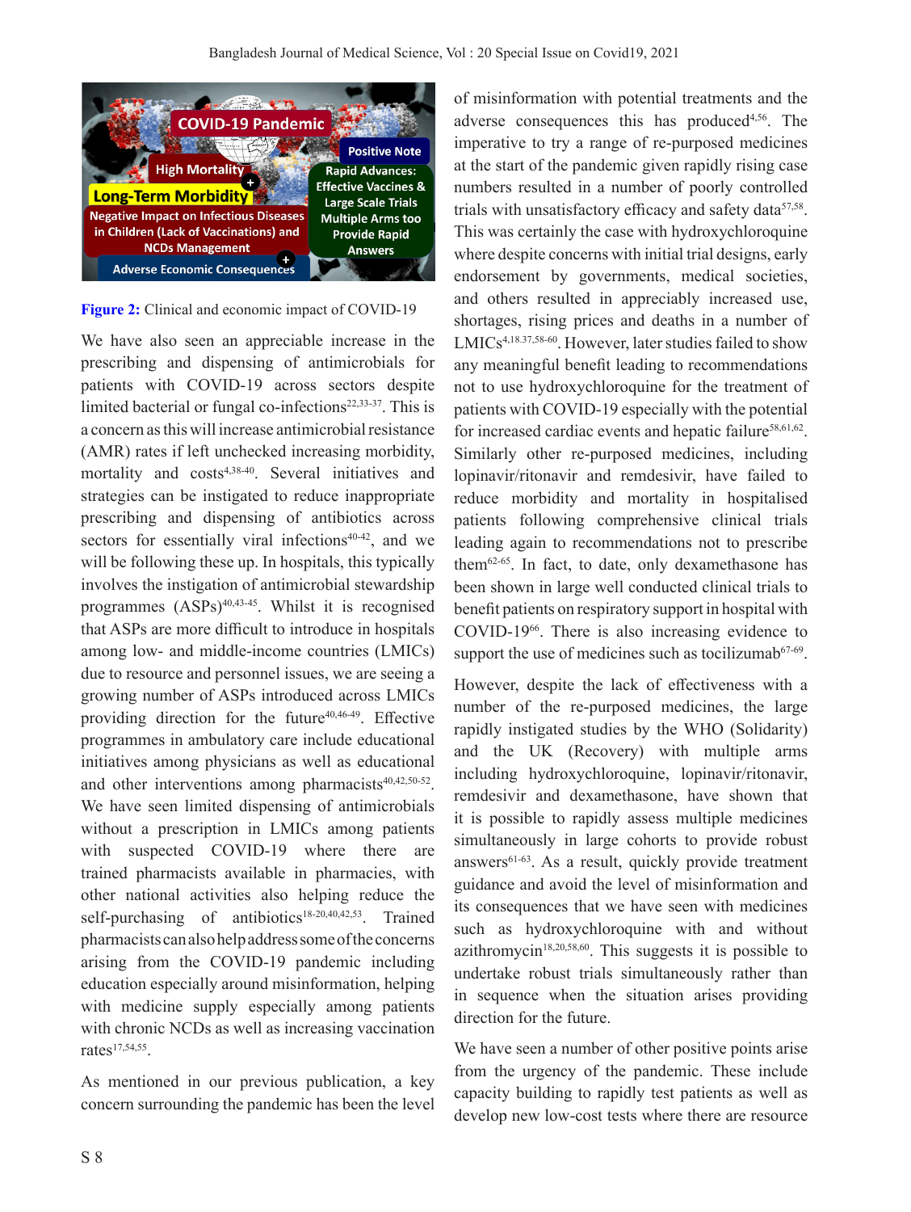Figure 2: Clinical and economic impact of COVID-19

We have also seen an appreciable increase in the prescribing and dispensing of antimicrobials for patients with COVID-19 across sectors despite limited bacterial or fungal co-infections[22,33-37]. This is a concern as this will increase antimicrobial resistance (AMR) rates if left unchecked increasing morbidity, mortality and costs[4,38-40]. Several initiatives and strategies can be instigated to reduce inappropriate prescribing and dispensing of antibiotics across sectors for essentially viral infections[40-42], and we will be following these up. In hospitals, this typically involves the instigation of antimicrobial stewardship programmes (ASPs)[40,43-45]. Whilst it is recognised that ASPs are more difficult to introduce in hospitals among low- and middle-income countries (LMICs) due to resource and personnel issues, we are seeing a growing number of ASPs introduced across LMICs providing direction for the future[40,46-49]. Effective programmes in ambulatory care include educational initiatives among physicians as well as educational and other interventions among pharmacists[40,42,50-52]. We have seen limited dispensing of antimicrobials without a prescription in LMICs among patients with suspected COVID-19 where there are trained pharmacists available in pharmacies, with other national activities also helping reduce the self-purchasing of antibiotics[18-20,40,42,53]. Trained pharmacists can also help address some of the concerns arising from the COVID-19 pandemic including education especially around misinformation, helping with medicine supply especially among patients with chronic NCDs as well as increasing vaccination rates[17,54,55].

As mentioned in our previous publication, a key concern surrounding the pandemic has been the level of misinformation with potential treatments and the adverse consequences this has produced[4,56]. The imperative to try a range of re-purposed medicines at the start of the pandemic given rapidly rising case numbers resulted in a number of poorly controlled trials with unsatisfactory efficacy and safety data[57,58]. This was certainly the case with hydroxychloroquine where despite concerns with initial trial designs, early endorsement by governments, medical societies, and others resulted in appreciably increased use, shortages, rising prices and deaths in a number of LMICs[4,18,37,58-60]. However, later studies failed to show any meaningful benefit leading to recommendations not to use hydroxychloroquine for the treatment of patients with COVID-19 especially with the potential for increased cardiac events and hepatic failure[58,61,62]. Similarly other re-purposed medicines, including lopinavir/ritonavir and remdesivir, have failed to reduce morbidity and mortality in hospitalised patients following comprehensive clinical trials leading again to recommendations not to prescribe them[62-65]. In fact, to date, only dexamethasone has been shown in large well conducted clinical trials to benefit patients on respiratory support in hospital with COVID-19[66]. There is also increasing evidence to support the use of medicines such as tocilizumab[67-69].

However, despite the lack of effectiveness with a number of the re-purposed medicines, the large rapidly instigated studies by the WHO (Solidarity) and the UK (Recovery) with multiple arms including hydroxychloroquine, lopinavir/ritonavir, remdesivir and dexamethasone, have shown that it is possible to rapidly assess multiple medicines simultaneously in large cohorts to provide robust answers[61-63]. As a result, quickly provide treatment guidance and avoid the level of misinformation and its consequences that we have seen with medicines such as hydroxychloroquine with and without azithromycin[18,20,58,60]. This suggests it is possible to undertake robust trials simultaneously rather than in sequence when the situation arises providing direction for the future.

We have seen a number of other positive points arise from the urgency of the pandemic. These include capacity building to rapidly test patients as well as develop new low-cost tests where there are resource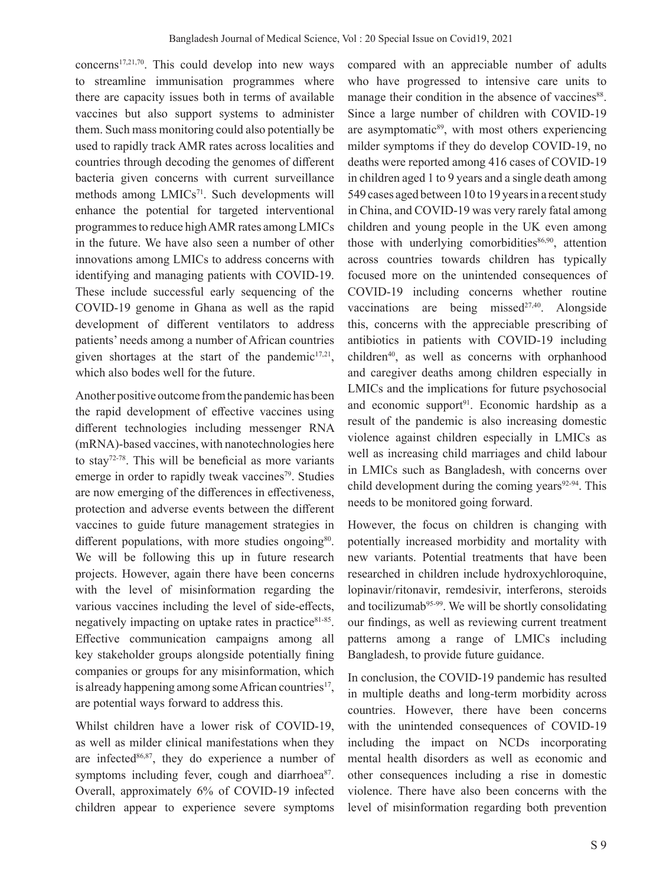concerns[17,21,70]. This could develop into new ways to streamline immunisation programmes where there are capacity issues both in terms of available vaccines but also support systems to administer them. Such mass monitoring could also potentially be used to rapidly track AMR rates across localities and countries through decoding the genomes of different bacteria given concerns with current surveillance methods among LMICs[71]. Such developments will enhance the potential for targeted interventional programmes to reduce high AMR rates among LMICs in the future. We have also seen a number of other innovations among LMICs to address concerns with identifying and managing patients with COVID-19. These include successful early sequencing of the COVID-19 genome in Ghana as well as the rapid development of different ventilators to address patients' needs among a number of African countries given shortages at the start of the pandemic[17,21], which also bodes well for the future.

Another positive outcome from the pandemic has been the rapid development of effective vaccines using different technologies including messenger RNA (mRNA)-based vaccines, with nanotechnologies here to stay[72-78]. This will be beneficial as more variants emerge in order to rapidly tweak vaccines[79]. Studies are now emerging of the differences in effectiveness, protection and adverse events between the different vaccines to guide future management strategies in different populations, with more studies ongoing[80]. We will be following this up in future research projects. However, again there have been concerns with the level of misinformation regarding the various vaccines including the level of side-effects, negatively impacting on uptake rates in practice[81-85]. Effective communication campaigns among all key stakeholder groups alongside potentially fining companies or groups for any misinformation, which is already happening among some African countries[17], are potential ways forward to address this.

Whilst children have a lower risk of COVID-19, as well as milder clinical manifestations when they are infected[86,87], they do experience a number of symptoms including fever, cough and diarrhoea[87]. Overall, approximately 6% of COVID-19 infected children appear to experience severe symptoms compared with an appreciable number of adults who have progressed to intensive care units to manage their condition in the absence of vaccines[88]. Since a large number of children with COVID-19 are asymptomatic[89], with most others experiencing milder symptoms if they do develop COVID-19, no deaths were reported among 416 cases of COVID-19 in children aged 1 to 9 years and a single death among 549 cases aged between 10 to 19 years in a recent study in China, and COVID-19 was very rarely fatal among children and young people in the UK even among those with underlying comorbidities[86,90], attention across countries towards children has typically focused more on the unintended consequences of COVID-19 including concerns whether routine vaccinations are being missed[27,40]. Alongside this, concerns with the appreciable prescribing of antibiotics in patients with COVID-19 including children[40], as well as concerns with orphanhood and caregiver deaths among children especially in LMICs and the implications for future psychosocial and economic support[91]. Economic hardship as a result of the pandemic is also increasing domestic violence against children especially in LMICs as well as increasing child marriages and child labour in LMICs such as Bangladesh, with concerns over child development during the coming years[92-94]. This needs to be monitored going forward.

However, the focus on children is changing with potentially increased morbidity and mortality with new variants. Potential treatments that have been researched in children include hydroxychloroquine, lopinavir/ritonavir, remdesivir, interferons, steroids and tocilizumab[95-99]. We will be shortly consolidating our findings, as well as reviewing current treatment patterns among a range of LMICs including Bangladesh, to provide future guidance.

In conclusion, the COVID-19 pandemic has resulted in multiple deaths and long-term morbidity across countries. However, there have been concerns with the unintended consequences of COVID-19 including the impact on NCDs incorporating mental health disorders as well as economic and other consequences including a rise in domestic violence. There have also been concerns with the level of misinformation regarding both prevention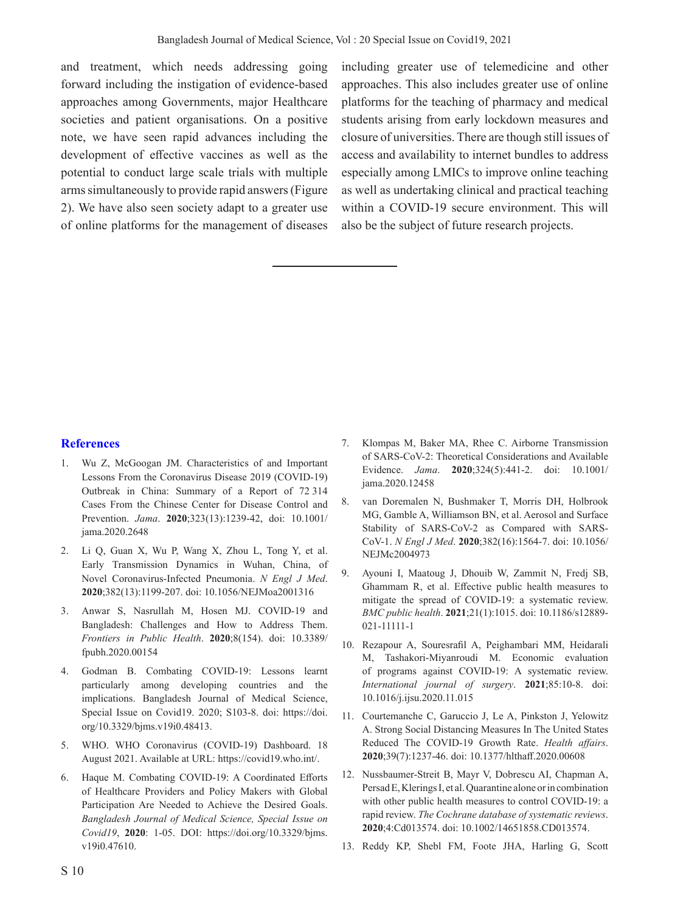and treatment, which needs addressing going forward including the instigation of evidence-based approaches among Governments, major Healthcare societies and patient organisations. On a positive note, we have seen rapid advances including the development of effective vaccines as well as the potential to conduct large scale trials with multiple arms simultaneously to provide rapid answers (Figure 2). We have also seen society adapt to a greater use of online platforms for the management of diseases including greater use of telemedicine and other approaches. This also includes greater use of online platforms for the teaching of pharmacy and medical students arising from early lockdown measures and closure of universities. There are though still issues of access and availability to internet bundles to address especially among LMICs to improve online teaching as well as undertaking clinical and practical teaching within a COVID-19 secure environment. This will also be the subject of future research projects.

---

## References

1. Wu Z, McGoogan JM. Characteristics of and Important Lessons From the Coronavirus Disease 2019 (COVID-19) Outbreak in China: Summary of a Report of 72 314 Cases From the Chinese Center for Disease Control and Prevention. *Jama*. **2020**;323(13):1239-42, doi: 10.1001/jama.2020.2648
2. Li Q, Guan X, Wu P, Wang X, Zhou L, Tong Y, et al. Early Transmission Dynamics in Wuhan, China, of Novel Coronavirus-Infected Pneumonia. *N Engl J Med*. **2020**;382(13):1199-207. doi: 10.1056/NEJMoa2001316
3. Anwar S, Nasrullah M, Hosen MJ. COVID-19 and Bangladesh: Challenges and How to Address Them. *Frontiers in Public Health*. **2020**;8(154). doi: 10.3389/fpubh.2020.00154
4. Godman B. Combating COVID-19: Lessons learnt particularly among developing countries and the implications. Bangladesh Journal of Medical Science, Special Issue on Covid19. 2020; S103-8. doi: https://doi.org/10.3329/bjms.v19i0.48413.
5. WHO. WHO Coronavirus (COVID-19) Dashboard. 18 August 2021. Available at URL: https://covid19.who.int/.
6. Haque M. Combating COVID-19: A Coordinated Efforts of Healthcare Providers and Policy Makers with Global Participation Are Needed to Achieve the Desired Goals. *Bangladesh Journal of Medical Science, Special Issue on Covid19*, **2020**: 1-05. DOI: https://doi.org/10.3329/bjms.v19i0.47610.
7. Klompas M, Baker MA, Rhee C. Airborne Transmission of SARS-CoV-2: Theoretical Considerations and Available Evidence. *Jama*. **2020**;324(5):441-2. doi: 10.1001/jama.2020.12458
8. van Doremalen N, Bushmaker T, Morris DH, Holbrook MG, Gamble A, Williamson BN, et al. Aerosol and Surface Stability of SARS-CoV-2 as Compared with SARS-CoV-1. *N Engl J Med*. **2020**;382(16):1564-7. doi: 10.1056/NEJMc2004973
9. Ayouni I, Maatoug J, Dhouib W, Zammit N, Fredj SB, Ghammam R, et al. Effective public health measures to mitigate the spread of COVID-19: a systematic review. *BMC public health*. **2021**;21(1):1015. doi: 10.1186/s12889-021-11111-1
10. Rezapour A, Souresrafil A, Peighambari MM, Heidarali M, Tashakori-Miyanroudi M. Economic evaluation of programs against COVID-19: A systematic review. *International journal of surgery*. **2021**;85:10-8. doi: 10.1016/j.ijsu.2020.11.015
11. Courtemanche C, Garuccio J, Le A, Pinkston J, Yelowitz A. Strong Social Distancing Measures In The United States Reduced The COVID-19 Growth Rate. *Health affairs*. **2020**;39(7):1237-46. doi: 10.1377/hlthaff.2020.00608
12. Nussbaumer-Streit B, Mayr V, Dobrescu AI, Chapman A, Persad E, Klerings I, et al. Quarantine alone or in combination with other public health measures to control COVID-19: a rapid review. *The Cochrane database of systematic reviews*. **2020**;4:Cd013574. doi: 10.1002/14651858.CD013574.
13. Reddy KP, Shebl FM, Foote JHA, Harling G, Scott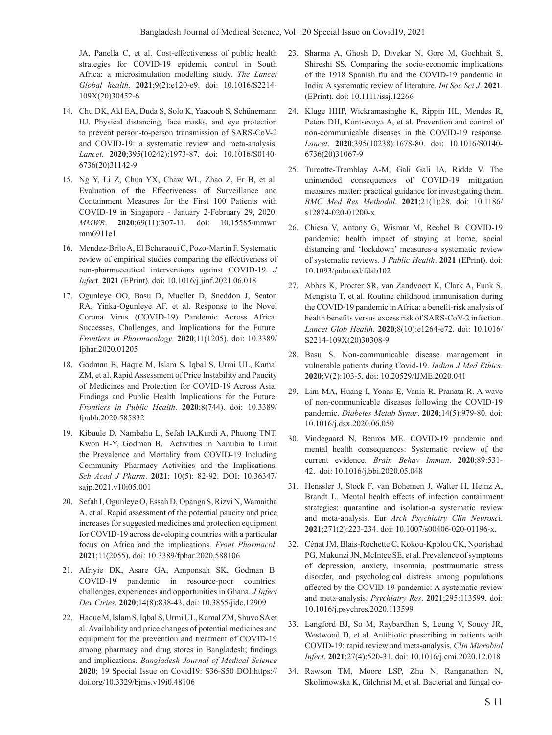JA, Panella C, et al. Cost-effectiveness of public health strategies for COVID-19 epidemic control in South Africa: a microsimulation modelling study. *The Lancet Global health*. **2021**;9(2):e120-e9. doi: 10.1016/S2214-109X(20)30452-6

14. Chu DK, Akl EA, Duda S, Solo K, Yaacoub S, Schünemann HJ. Physical distancing, face masks, and eye protection to prevent person-to-person transmission of SARS-CoV-2 and COVID-19: a systematic review and meta-analysis. *Lancet*. **2020**;395(10242):1973-87. doi: 10.1016/S0140-6736(20)31142-9

15. Ng Y, Li Z, Chua YX, Chaw WL, Zhao Z, Er B, et al. Evaluation of the Effectiveness of Surveillance and Containment Measures for the First 100 Patients with COVID-19 in Singapore - January 2-February 29, 2020. *MMWR*. **2020**;69(11):307-11. doi: 10.15585/mmwr.mm6911e1

16. Mendez-Brito A, El Bcheraoui C, Pozo-Martin F. Systematic review of empirical studies comparing the effectiveness of non-pharmaceutical interventions against COVID-19. *J Infec*t. **2021** (EPrint). doi: 10.1016/j.jinf.2021.06.018

17. Ogunleye OO, Basu D, Mueller D, Sneddon J, Seaton RA, Yinka-Ogunleye AF, et al. Response to the Novel Corona Virus (COVID-19) Pandemic Across Africa: Successes, Challenges, and Implications for the Future. *Frontiers in Pharmacology*. **2020**;11(1205). doi: 10.3389/fphar.2020.01205

18. Godman B, Haque M, Islam S, Iqbal S, Urmi UL, Kamal ZM, et al. Rapid Assessment of Price Instability and Paucity of Medicines and Protection for COVID-19 Across Asia: Findings and Public Health Implications for the Future. *Frontiers in Public Health*. **2020**;8(744). doi: 10.3389/fpubh.2020.585832

19. Kibuule D, Nambahu L, Sefah IA,Kurdi A, Phuong TNT, Kwon H-Y, Godman B. Activities in Namibia to Limit the Prevalence and Mortality from COVID-19 Including Community Pharmacy Activities and the Implications. *Sch Acad J Pharm*. **2021**; 10(5): 82-92. DOI: 10.36347/sajp.2021.v10i05.001

20. Sefah I, Ogunleye O, Essah D, Opanga S, Rizvi N, Wamaitha A, et al. Rapid assessment of the potential paucity and price increases for suggested medicines and protection equipment for COVID-19 across developing countries with a particular focus on Africa and the implications. *Front Pharmacol*. **2021**;11(2055). doi: 10.3389/fphar.2020.588106

21. Afriyie DK, Asare GA, Amponsah SK, Godman B. COVID-19 pandemic in resource-poor countries: challenges, experiences and opportunities in Ghana. *J Infect Dev Ctries*. **2020**;14(8):838-43. doi: 10.3855/jidc.12909

22. Haque M, Islam S, Iqbal S, Urmi UL, Kamal ZM, Shuvo SA et al. Availability and price changes of potential medicines and equipment for the prevention and treatment of COVID-19 among pharmacy and drug stores in Bangladesh; findings and implications. *Bangladesh Journal of Medical Science* **2020**; 19 Special Issue on Covid19: S36-S50 DOI:https://doi.org/10.3329/bjms.v19i0.48106

23. Sharma A, Ghosh D, Divekar N, Gore M, Gochhait S, Shireshi SS. Comparing the socio-economic implications of the 1918 Spanish flu and the COVID-19 pandemic in India: A systematic review of literature. *Int Soc Sci J*. **2021**. (EPrint). doi: 10.1111/issj.12266

24. Kluge HHP, Wickramasinghe K, Rippin HL, Mendes R, Peters DH, Kontsevaya A, et al. Prevention and control of non-communicable diseases in the COVID-19 response. *Lancet*. **2020**;395(10238):1678-80. doi: 10.1016/S0140-6736(20)31067-9

25. Turcotte-Tremblay A-M, Gali Gali IA, Ridde V. The unintended consequences of COVID-19 mitigation measures matter: practical guidance for investigating them. *BMC Med Res Methodol*. **2021**;21(1):28. doi: 10.1186/s12874-020-01200-x

26. Chiesa V, Antony G, Wismar M, Rechel B. COVID-19 pandemic: health impact of staying at home, social distancing and 'lockdown' measures-a systematic review of systematic reviews. J *Public Health*. **2021** (EPrint). doi: 10.1093/pubmed/fdab102

27. Abbas K, Procter SR, van Zandvoort K, Clark A, Funk S, Mengistu T, et al. Routine childhood immunisation during the COVID-19 pandemic in Africa: a benefit-risk analysis of health benefits versus excess risk of SARS-CoV-2 infection. *Lancet Glob Health*. **2020**;8(10):e1264-e72. doi: 10.1016/S2214-109X(20)30308-9

28. Basu S. Non-communicable disease management in vulnerable patients during Covid-19. *Indian J Med Ethics*. **2020**;V(2):103-5. doi: 10.20529/IJME.2020.041

29. Lim MA, Huang I, Yonas E, Vania R, Pranata R. A wave of non-communicable diseases following the COVID-19 pandemic. *Diabetes Metab Syndr*. **2020**;14(5):979-80. doi: 10.1016/j.dsx.2020.06.050

30. Vindegaard N, Benros ME. COVID-19 pandemic and mental health consequences: Systematic review of the current evidence. *Brain Behav Immun*. **2020**;89:531-42. doi: 10.1016/j.bbi.2020.05.048

31. Henssler J, Stock F, van Bohemen J, Walter H, Heinz A, Brandt L. Mental health effects of infection containment strategies: quarantine and isolation-a systematic review and meta-analysis. Eur *Arch Psychiatry Clin Neurosc*i. **2021**;271(2):223-234. doi: 10.1007/s00406-020-01196-x.

32. Cénat JM, Blais-Rochette C, Kokou-Kpolou CK, Noorishad PG, Mukunzi JN, McIntee SE, et al. Prevalence of symptoms of depression, anxiety, insomnia, posttraumatic stress disorder, and psychological distress among populations affected by the COVID-19 pandemic: A systematic review and meta-analysis. *Psychiatry Res*. **2021**;295:113599. doi: 10.1016/j.psychres.2020.113599

33. Langford BJ, So M, Raybardhan S, Leung V, Soucy JR, Westwood D, et al. Antibiotic prescribing in patients with COVID-19: rapid review and meta-analysis. *Clin Microbiol Infect*. **2021**;27(4):520-31. doi: 10.1016/j.cmi.2020.12.018

34. Rawson TM, Moore LSP, Zhu N, Ranganathan N, Skolimowska K, Gilchrist M, et al. Bacterial and fungal co-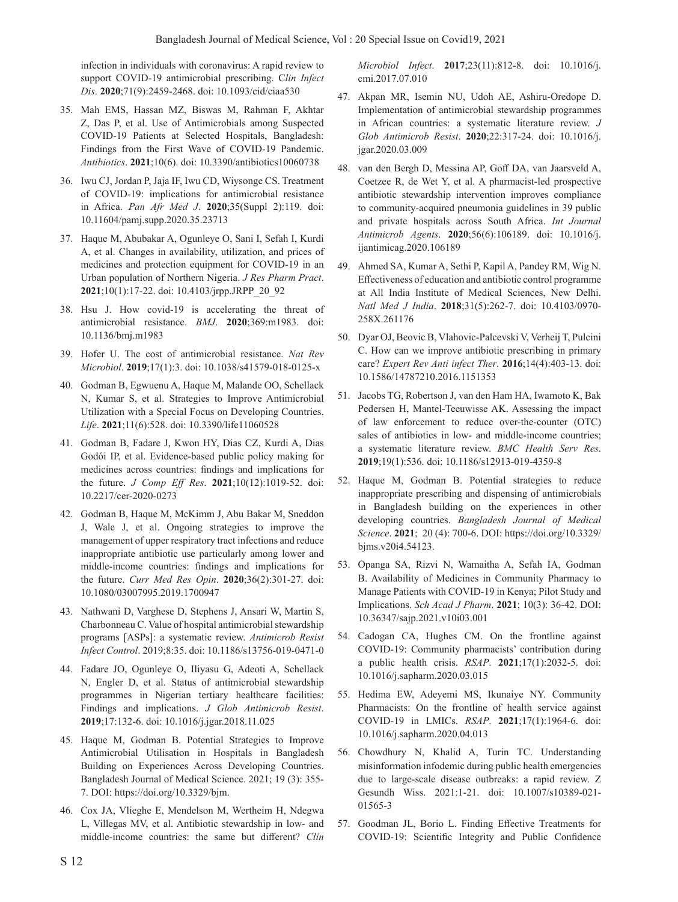infection in individuals with coronavirus: A rapid review to support COVID-19 antimicrobial prescribing. *Clin Infect Dis*. **2020**;71(9):2459-2468. doi: 10.1093/cid/ciaa530

35. Mah EMS, Hassan MZ, Biswas M, Rahman F, Akhtar Z, Das P, et al. Use of Antimicrobials among Suspected COVID-19 Patients at Selected Hospitals, Bangladesh: Findings from the First Wave of COVID-19 Pandemic. *Antibiotics*. **2021**;10(6). doi: 10.3390/antibiotics10060738

36. Iwu CJ, Jordan P, Jaja IF, Iwu CD, Wiysonge CS. Treatment of COVID-19: implications for antimicrobial resistance in Africa. *Pan Afr Med J*. **2020**;35(Suppl 2):119. doi: 10.11604/pamj.supp.2020.35.23713

37. Haque M, Abubakar A, Ogunleye O, Sani I, Sefah I, Kurdi A, et al. Changes in availability, utilization, and prices of medicines and protection equipment for COVID-19 in an Urban population of Northern Nigeria. *J Res Pharm Pract*. **2021**;10(1):17-22. doi: 10.4103/jrpp.JRPP_20_92

38. Hsu J. How covid-19 is accelerating the threat of antimicrobial resistance. *BMJ*. **2020**;369:m1983. doi: 10.1136/bmj.m1983

39. Hofer U. The cost of antimicrobial resistance. *Nat Rev Microbiol*. **2019**;17(1):3. doi: 10.1038/s41579-018-0125-x

40. Godman B, Egwuenu A, Haque M, Malande OO, Schellack N, Kumar S, et al. Strategies to Improve Antimicrobial Utilization with a Special Focus on Developing Countries. *Life*. **2021**;11(6):528. doi: 10.3390/life11060528

41. Godman B, Fadare J, Kwon HY, Dias CZ, Kurdi A, Dias Godói IP, et al. Evidence-based public policy making for medicines across countries: findings and implications for the future. *J Comp Eff Res*. **2021**;10(12):1019-52. doi: 10.2217/cer-2020-0273

42. Godman B, Haque M, McKimm J, Abu Bakar M, Sneddon J, Wale J, et al. Ongoing strategies to improve the management of upper respiratory tract infections and reduce inappropriate antibiotic use particularly among lower and middle-income countries: findings and implications for the future. *Curr Med Res Opin*. **2020**;36(2):301-27. doi: 10.1080/03007995.2019.1700947

43. Nathwani D, Varghese D, Stephens J, Ansari W, Martin S, Charbonneau C. Value of hospital antimicrobial stewardship programs [ASPs]: a systematic review. *Antimicrob Resist Infect Control*. 2019;8:35. doi: 10.1186/s13756-019-0471-0

44. Fadare JO, Ogunleye O, Iliyasu G, Adeoti A, Schellack N, Engler D, et al. Status of antimicrobial stewardship programmes in Nigerian tertiary healthcare facilities: Findings and implications. *J Glob Antimicrob Resist*. **2019**;17:132-6. doi: 10.1016/j.jgar.2018.11.025

45. Haque M, Godman B. Potential Strategies to Improve Antimicrobial Utilisation in Hospitals in Bangladesh Building on Experiences Across Developing Countries. Bangladesh Journal of Medical Science. 2021; 19 (3): 355-7. DOI: https://doi.org/10.3329/bjm.

46. Cox JA, Vlieghe E, Mendelson M, Wertheim H, Ndegwa L, Villegas MV, et al. Antibiotic stewardship in low- and middle-income countries: the same but different? *Clin Microbiol Infect*. **2017**;23(11):812-8. doi: 10.1016/j.cmi.2017.07.010

47. Akpan MR, Isemin NU, Udoh AE, Ashiru-Oredope D. Implementation of antimicrobial stewardship programmes in African countries: a systematic literature review. *J Glob Antimicrob Resist*. **2020**;22:317-24. doi: 10.1016/j.jgar.2020.03.009

48. van den Bergh D, Messina AP, Goff DA, van Jaarsveld A, Coetzee R, de Wet Y, et al. A pharmacist-led prospective antibiotic stewardship intervention improves compliance to community-acquired pneumonia guidelines in 39 public and private hospitals across South Africa. *Int Journal Antimicrob Agents*. **2020**;56(6):106189. doi: 10.1016/j.ijantimicag.2020.106189

49. Ahmed SA, Kumar A, Sethi P, Kapil A, Pandey RM, Wig N. Effectiveness of education and antibiotic control programme at All India Institute of Medical Sciences, New Delhi. *Natl Med J India*. **2018**;31(5):262-7. doi: 10.4103/0970-258X.261176

50. Dyar OJ, Beovic B, Vlahovic-Palcevski V, Verheij T, Pulcini C. How can we improve antibiotic prescribing in primary care? *Expert Rev Anti infect Ther*. **2016**;14(4):403-13. doi: 10.1586/14787210.2016.1151353

51. Jacobs TG, Robertson J, van den Ham HA, Iwamoto K, Bak Pedersen H, Mantel-Teeuwisse AK. Assessing the impact of law enforcement to reduce over-the-counter (OTC) sales of antibiotics in low- and middle-income countries; a systematic literature review. *BMC Health Serv Res*. **2019**;19(1):536. doi: 10.1186/s12913-019-4359-8

52. Haque M, Godman B. Potential strategies to reduce inappropriate prescribing and dispensing of antimicrobials in Bangladesh building on the experiences in other developing countries. *Bangladesh Journal of Medical Science*. **2021**; 20 (4): 700-6. DOI: https://doi.org/10.3329/bjms.v20i4.54123.

53. Opanga SA, Rizvi N, Wamaitha A, Sefah IA, Godman B. Availability of Medicines in Community Pharmacy to Manage Patients with COVID-19 in Kenya; Pilot Study and Implications. *Sch Acad J Pharm*. **2021**; 10(3): 36-42. DOI: 10.36347/sajp.2021.v10i03.001

54. Cadogan CA, Hughes CM. On the frontline against COVID-19: Community pharmacists' contribution during a public health crisis. *RSAP*. **2021**;17(1):2032-5. doi: 10.1016/j.sapharm.2020.03.015

55. Hedima EW, Adeyemi MS, Ikunaiye NY. Community Pharmacists: On the frontline of health service against COVID-19 in LMICs. *RSAP*. **2021**;17(1):1964-6. doi: 10.1016/j.sapharm.2020.04.013

56. Chowdhury N, Khalid A, Turin TC. Understanding misinformation infodemic during public health emergencies due to large-scale disease outbreaks: a rapid review. Z Gesundh Wiss. 2021:1-21. doi: 10.1007/s10389-021-01565-3

57. Goodman JL, Borio L. Finding Effective Treatments for COVID-19: Scientific Integrity and Public Confidence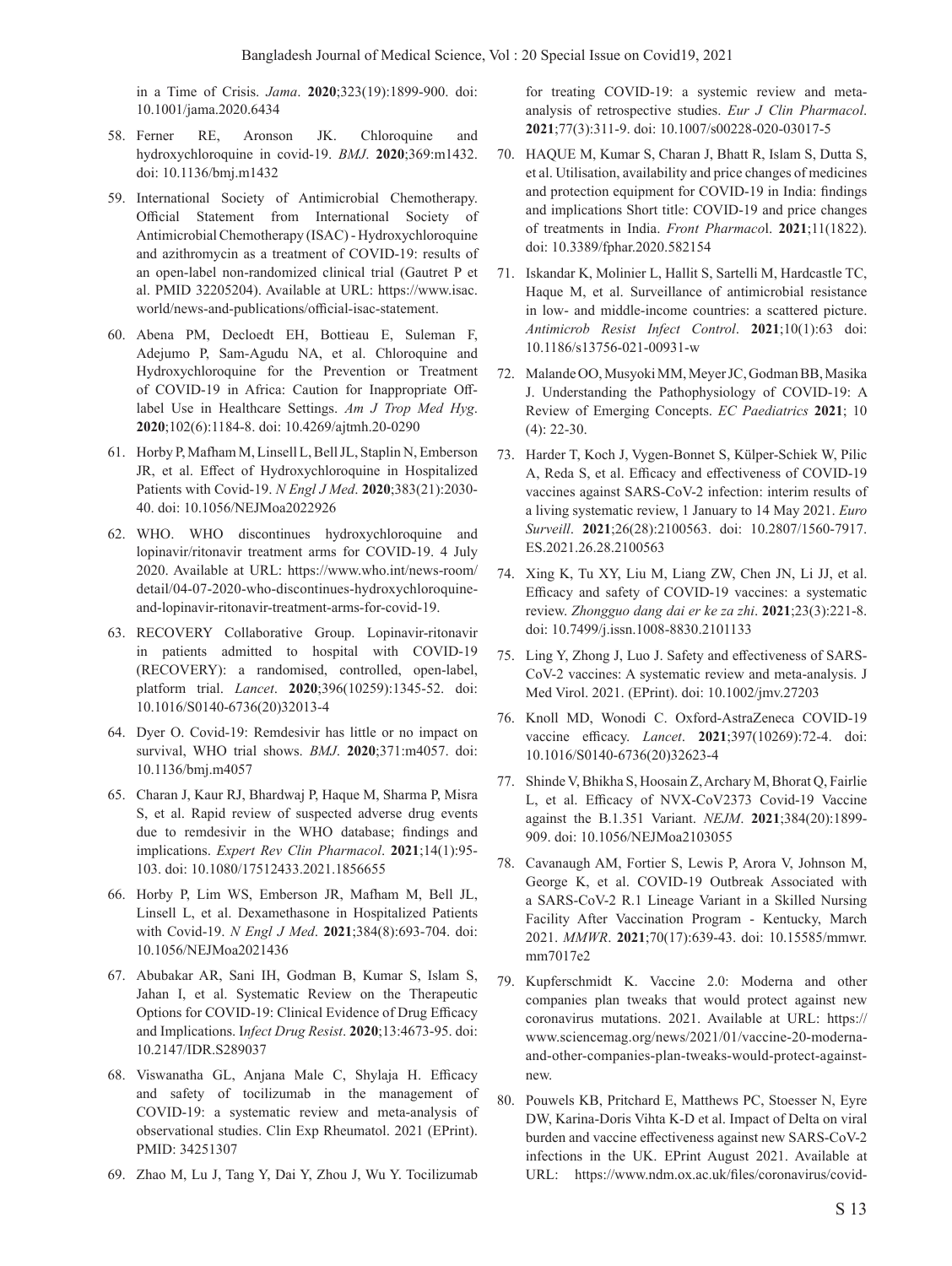in a Time of Crisis. *Jama*. **2020**;323(19):1899-900. doi: 10.1001/jama.2020.6434

58. Ferner RE, Aronson JK. Chloroquine and hydroxychloroquine in covid-19. *BMJ*. **2020**;369:m1432. doi: 10.1136/bmj.m1432

59. International Society of Antimicrobial Chemotherapy. Official Statement from International Society of Antimicrobial Chemotherapy (ISAC) - Hydroxychloroquine and azithromycin as a treatment of COVID-19: results of an open-label non-randomized clinical trial (Gautret P et al. PMID 32205204). Available at URL: https://www.isac.world/news-and-publications/official-isac-statement.

60. Abena PM, Decloedt EH, Bottieau E, Suleman F, Adejumo P, Sam-Agudu NA, et al. Chloroquine and Hydroxychloroquine for the Prevention or Treatment of COVID-19 in Africa: Caution for Inappropriate Off-label Use in Healthcare Settings. *Am J Trop Med Hyg*. **2020**;102(6):1184-8. doi: 10.4269/ajtmh.20-0290

61. Horby P, Mafham M, Linsell L, Bell JL, Staplin N, Emberson JR, et al. Effect of Hydroxychloroquine in Hospitalized Patients with Covid-19. *N Engl J Med*. **2020**;383(21):2030-40. doi: 10.1056/NEJMoa2022926

62. WHO. WHO discontinues hydroxychloroquine and lopinavir/ritonavir treatment arms for COVID-19. 4 July 2020. Available at URL: https://www.who.int/news-room/detail/04-07-2020-who-discontinues-hydroxychloroquine-and-lopinavir-ritonavir-treatment-arms-for-covid-19.

63. RECOVERY Collaborative Group. Lopinavir-ritonavir in patients admitted to hospital with COVID-19 (RECOVERY): a randomised, controlled, open-label, platform trial. *Lancet*. **2020**;396(10259):1345-52. doi: 10.1016/S0140-6736(20)32013-4

64. Dyer O. Covid-19: Remdesivir has little or no impact on survival, WHO trial shows. *BMJ*. **2020**;371:m4057. doi: 10.1136/bmj.m4057

65. Charan J, Kaur RJ, Bhardwaj P, Haque M, Sharma P, Misra S, et al. Rapid review of suspected adverse drug events due to remdesivir in the WHO database; findings and implications. *Expert Rev Clin Pharmacol*. **2021**;14(1):95-103. doi: 10.1080/17512433.2021.1856655

66. Horby P, Lim WS, Emberson JR, Mafham M, Bell JL, Linsell L, et al. Dexamethasone in Hospitalized Patients with Covid-19. *N Engl J Med*. **2021**;384(8):693-704. doi: 10.1056/NEJMoa2021436

67. Abubakar AR, Sani IH, Godman B, Kumar S, Islam S, Jahan I, et al. Systematic Review on the Therapeutic Options for COVID-19: Clinical Evidence of Drug Efficacy and Implications. I*nfect Drug Resist*. **2020**;13:4673-95. doi: 10.2147/IDR.S289037

68. Viswanatha GL, Anjana Male C, Shylaja H. Efficacy and safety of tocilizumab in the management of COVID-19: a systematic review and meta-analysis of observational studies. Clin Exp Rheumatol. 2021 (EPrint). PMID: 34251307

69. Zhao M, Lu J, Tang Y, Dai Y, Zhou J, Wu Y. Tocilizumab for treating COVID-19: a systemic review and meta-analysis of retrospective studies. *Eur J Clin Pharmacol*. **2021**;77(3):311-9. doi: 10.1007/s00228-020-03017-5

70. HAQUE M, Kumar S, Charan J, Bhatt R, Islam S, Dutta S, et al. Utilisation, availability and price changes of medicines and protection equipment for COVID-19 in India: findings and implications Short title: COVID-19 and price changes of treatments in India. *Front Pharmaco*l. **2021**;11(1822). doi: 10.3389/fphar.2020.582154

71. Iskandar K, Molinier L, Hallit S, Sartelli M, Hardcastle TC, Haque M, et al. Surveillance of antimicrobial resistance in low- and middle-income countries: a scattered picture. *Antimicrob Resist Infect Control*. **2021**;10(1):63 doi: 10.1186/s13756-021-00931-w

72. Malande OO, Musyoki MM, Meyer JC, Godman BB, Masika J. Understanding the Pathophysiology of COVID-19: A Review of Emerging Concepts. *EC Paediatrics* **2021**; 10 (4): 22-30.

73. Harder T, Koch J, Vygen-Bonnet S, Külper-Schiek W, Pilic A, Reda S, et al. Efficacy and effectiveness of COVID-19 vaccines against SARS-CoV-2 infection: interim results of a living systematic review, 1 January to 14 May 2021. *Euro Surveill*. **2021**;26(28):2100563. doi: 10.2807/1560-7917.ES.2021.26.28.2100563

74. Xing K, Tu XY, Liu M, Liang ZW, Chen JN, Li JJ, et al. Efficacy and safety of COVID-19 vaccines: a systematic review. *Zhongguo dang dai er ke za zhi*. **2021**;23(3):221-8. doi: 10.7499/j.issn.1008-8830.2101133

75. Ling Y, Zhong J, Luo J. Safety and effectiveness of SARS-CoV-2 vaccines: A systematic review and meta-analysis. J Med Virol. 2021. (EPrint). doi: 10.1002/jmv.27203

76. Knoll MD, Wonodi C. Oxford-AstraZeneca COVID-19 vaccine efficacy. *Lancet*. **2021**;397(10269):72-4. doi: 10.1016/S0140-6736(20)32623-4

77. Shinde V, Bhikha S, Hoosain Z, Archary M, Bhorat Q, Fairlie L, et al. Efficacy of NVX-CoV2373 Covid-19 Vaccine against the B.1.351 Variant. *NEJM*. **2021**;384(20):1899-909. doi: 10.1056/NEJMoa2103055

78. Cavanaugh AM, Fortier S, Lewis P, Arora V, Johnson M, George K, et al. COVID-19 Outbreak Associated with a SARS-CoV-2 R.1 Lineage Variant in a Skilled Nursing Facility After Vaccination Program - Kentucky, March 2021. *MMWR*. **2021**;70(17):639-43. doi: 10.15585/mmwr.mm7017e2

79. Kupferschmidt K. Vaccine 2.0: Moderna and other companies plan tweaks that would protect against new coronavirus mutations. 2021. Available at URL: https://www.sciencemag.org/news/2021/01/vaccine-20-moderna-and-other-companies-plan-tweaks-would-protect-against-new.

80. Pouwels KB, Pritchard E, Matthews PC, Stoesser N, Eyre DW, Karina-Doris Vihta K-D et al. Impact of Delta on viral burden and vaccine effectiveness against new SARS-CoV-2 infections in the UK. EPrint August 2021. Available at URL: https://www.ndm.ox.ac.uk/files/coronavirus/covid-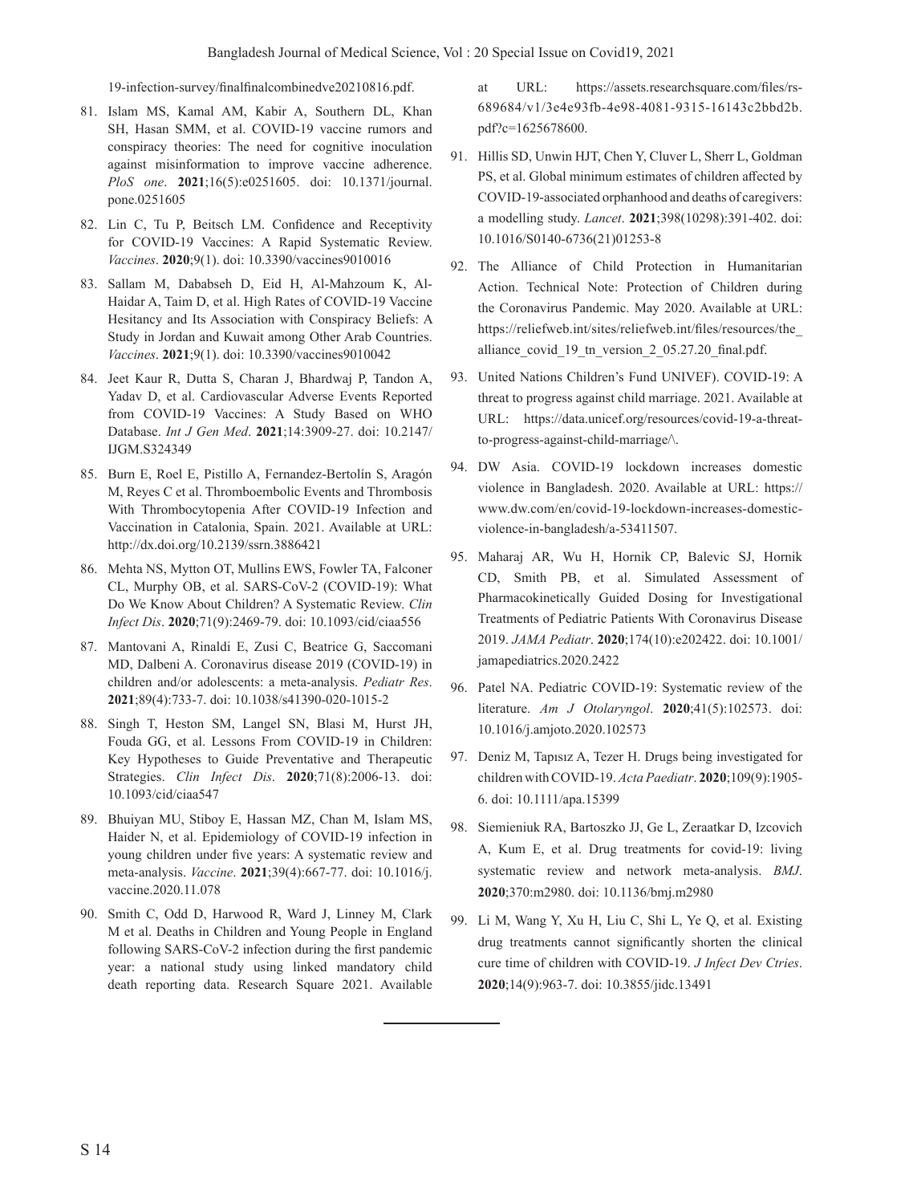19-infection-survey/finalfinalcombinedve20210816.pdf.

81. Islam MS, Kamal AM, Kabir A, Southern DL, Khan SH, Hasan SMM, et al. COVID-19 vaccine rumors and conspiracy theories: The need for cognitive inoculation against misinformation to improve vaccine adherence. *PloS one*. **2021**;16(5):e0251605. doi: 10.1371/journal.pone.0251605

82. Lin C, Tu P, Beitsch LM. Confidence and Receptivity for COVID-19 Vaccines: A Rapid Systematic Review. *Vaccines*. **2020**;9(1). doi: 10.3390/vaccines9010016

83. Sallam M, Dababseh D, Eid H, Al-Mahzoum K, Al-Haidar A, Taim D, et al. High Rates of COVID-19 Vaccine Hesitancy and Its Association with Conspiracy Beliefs: A Study in Jordan and Kuwait among Other Arab Countries. *Vaccines*. **2021**;9(1). doi: 10.3390/vaccines9010042

84. Jeet Kaur R, Dutta S, Charan J, Bhardwaj P, Tandon A, Yadav D, et al. Cardiovascular Adverse Events Reported from COVID-19 Vaccines: A Study Based on WHO Database. *Int J Gen Med*. **2021**;14:3909-27. doi: 10.2147/IJGM.S324349

85. Burn E, Roel E, Pistillo A, Fernandez-Bertolín S, Aragón M, Reyes C et al. Thromboembolic Events and Thrombosis With Thrombocytopenia After COVID-19 Infection and Vaccination in Catalonia, Spain. 2021. Available at URL: http://dx.doi.org/10.2139/ssrn.3886421

86. Mehta NS, Mytton OT, Mullins EWS, Fowler TA, Falconer CL, Murphy OB, et al. SARS-CoV-2 (COVID-19): What Do We Know About Children? A Systematic Review. *Clin Infect Dis*. **2020**;71(9):2469-79. doi: 10.1093/cid/ciaa556

87. Mantovani A, Rinaldi E, Zusi C, Beatrice G, Saccomani MD, Dalbeni A. Coronavirus disease 2019 (COVID-19) in children and/or adolescents: a meta-analysis. *Pediatr Res*. **2021**;89(4):733-7. doi: 10.1038/s41390-020-1015-2

88. Singh T, Heston SM, Langel SN, Blasi M, Hurst JH, Fouda GG, et al. Lessons From COVID-19 in Children: Key Hypotheses to Guide Preventative and Therapeutic Strategies. *Clin Infect Dis*. **2020**;71(8):2006-13. doi: 10.1093/cid/ciaa547

89. Bhuiyan MU, Stiboy E, Hassan MZ, Chan M, Islam MS, Haider N, et al. Epidemiology of COVID-19 infection in young children under five years: A systematic review and meta-analysis. *Vaccine*. **2021**;39(4):667-77. doi: 10.1016/j.vaccine.2020.11.078

90. Smith C, Odd D, Harwood R, Ward J, Linney M, Clark M et al. Deaths in Children and Young People in England following SARS-CoV-2 infection during the first pandemic year: a national study using linked mandatory child death reporting data. Research Square 2021. Available at URL: https://assets.researchsquare.com/files/rs-689684/v1/3e4e93fb-4e98-4081-9315-16143c2bbd2b.pdf?c=1625678600.

91. Hillis SD, Unwin HJT, Chen Y, Cluver L, Sherr L, Goldman PS, et al. Global minimum estimates of children affected by COVID-19-associated orphanhood and deaths of caregivers: a modelling study. *Lancet*. **2021**;398(10298):391-402. doi: 10.1016/S0140-6736(21)01253-8

92. The Alliance of Child Protection in Humanitarian Action. Technical Note: Protection of Children during the Coronavirus Pandemic. May 2020. Available at URL: https://reliefweb.int/sites/reliefweb.int/files/resources/the_alliance_covid_19_tn_version_2_05.27.20_final.pdf.

93. United Nations Children's Fund UNIVEF). COVID-19: A threat to progress against child marriage. 2021. Available at URL: https://data.unicef.org/resources/covid-19-a-threat-to-progress-against-child-marriage/\.

94. DW Asia. COVID-19 lockdown increases domestic violence in Bangladesh. 2020. Available at URL: https://www.dw.com/en/covid-19-lockdown-increases-domestic-violence-in-bangladesh/a-53411507.

95. Maharaj AR, Wu H, Hornik CP, Balevic SJ, Hornik CD, Smith PB, et al. Simulated Assessment of Pharmacokinetically Guided Dosing for Investigational Treatments of Pediatric Patients With Coronavirus Disease 2019. *JAMA Pediatr*. **2020**;174(10):e202422. doi: 10.1001/jamapediatrics.2020.2422

96. Patel NA. Pediatric COVID-19: Systematic review of the literature. *Am J Otolaryngol*. **2020**;41(5):102573. doi: 10.1016/j.amjoto.2020.102573

97. Deniz M, Tapısız A, Tezer H. Drugs being investigated for children with COVID-19. *Acta Paediatr*. **2020**;109(9):1905-6. doi: 10.1111/apa.15399

98. Siemieniuk RA, Bartoszko JJ, Ge L, Zeraatkar D, Izcovich A, Kum E, et al. Drug treatments for covid-19: living systematic review and network meta-analysis. *BMJ*. **2020**;370:m2980. doi: 10.1136/bmj.m2980

99. Li M, Wang Y, Xu H, Liu C, Shi L, Ye Q, et al. Existing drug treatments cannot significantly shorten the clinical cure time of children with COVID-19. *J Infect Dev Ctries*. **2020**;14(9):963-7. doi: 10.3855/jidc.13491